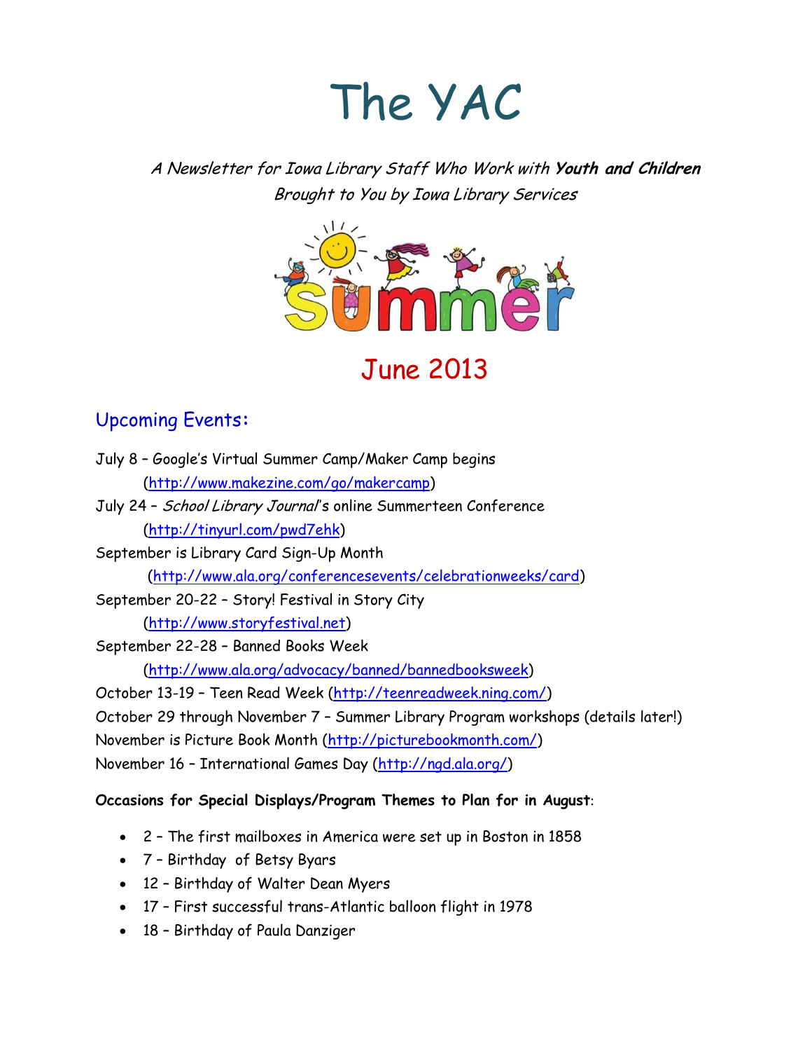# The YAC

*A Newsletter for Iowa Library Staff Who Work with **Youth and Children***
*Brought to You by Iowa Library Services*

## June 2013

## Upcoming Events:

July 8 – Google's Virtual Summer Camp/Maker Camp begins (http://www.makezine.com/go/makercamp)
July 24 – *School Library Journal*'s online Summerteen Conference (http://tinyurl.com/pwd7ehk)
September is Library Card Sign-Up Month (http://www.ala.org/conferencesevents/celebrationweeks/card)
September 20-22 – Story! Festival in Story City (http://www.storyfestival.net)
September 22-28 – Banned Books Week (http://www.ala.org/advocacy/banned/bannedbooksweek)
October 13-19 – Teen Read Week (http://teenreadweek.ning.com/)
October 29 through November 7 – Summer Library Program workshops (details later!)
November is Picture Book Month (http://picturebookmonth.com/)
November 16 – International Games Day (http://ngd.ala.org/)

**Occasions for Special Displays/Program Themes to Plan for in August**:

- 2 – The first mailboxes in America were set up in Boston in 1858
- 7 – Birthday of Betsy Byars
- 12 – Birthday of Walter Dean Myers
- 17 – First successful trans-Atlantic balloon flight in 1978
- 18 – Birthday of Paula Danziger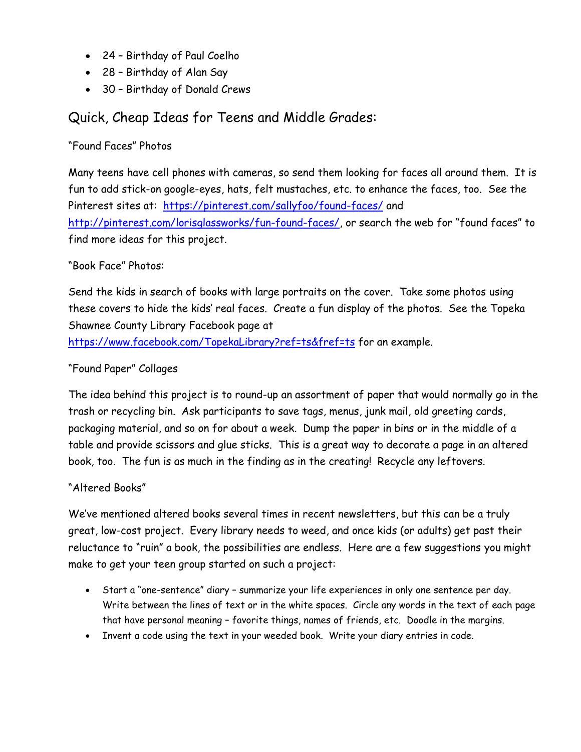- 24 – Birthday of Paul Coelho
- 28 – Birthday of Alan Say
- 30 – Birthday of Donald Crews

## Quick, Cheap Ideas for Teens and Middle Grades:

"Found Faces" Photos

Many teens have cell phones with cameras, so send them looking for faces all around them. It is fun to add stick-on google-eyes, hats, felt mustaches, etc. to enhance the faces, too. See the Pinterest sites at: https://pinterest.com/sallyfoo/found-faces/ and http://pinterest.com/lorisglassworks/fun-found-faces/, or search the web for "found faces" to find more ideas for this project.

"Book Face" Photos:

Send the kids in search of books with large portraits on the cover. Take some photos using these covers to hide the kids' real faces. Create a fun display of the photos. See the Topeka Shawnee County Library Facebook page at https://www.facebook.com/TopekaLibrary?ref=ts&fref=ts for an example.

"Found Paper" Collages

The idea behind this project is to round-up an assortment of paper that would normally go in the trash or recycling bin. Ask participants to save tags, menus, junk mail, old greeting cards, packaging material, and so on for about a week. Dump the paper in bins or in the middle of a table and provide scissors and glue sticks. This is a great way to decorate a page in an altered book, too. The fun is as much in the finding as in the creating! Recycle any leftovers.

"Altered Books"

We've mentioned altered books several times in recent newsletters, but this can be a truly great, low-cost project. Every library needs to weed, and once kids (or adults) get past their reluctance to "ruin" a book, the possibilities are endless. Here are a few suggestions you might make to get your teen group started on such a project:

- Start a "one-sentence" diary – summarize your life experiences in only one sentence per day. Write between the lines of text or in the white spaces. Circle any words in the text of each page that have personal meaning – favorite things, names of friends, etc. Doodle in the margins.
- Invent a code using the text in your weeded book. Write your diary entries in code.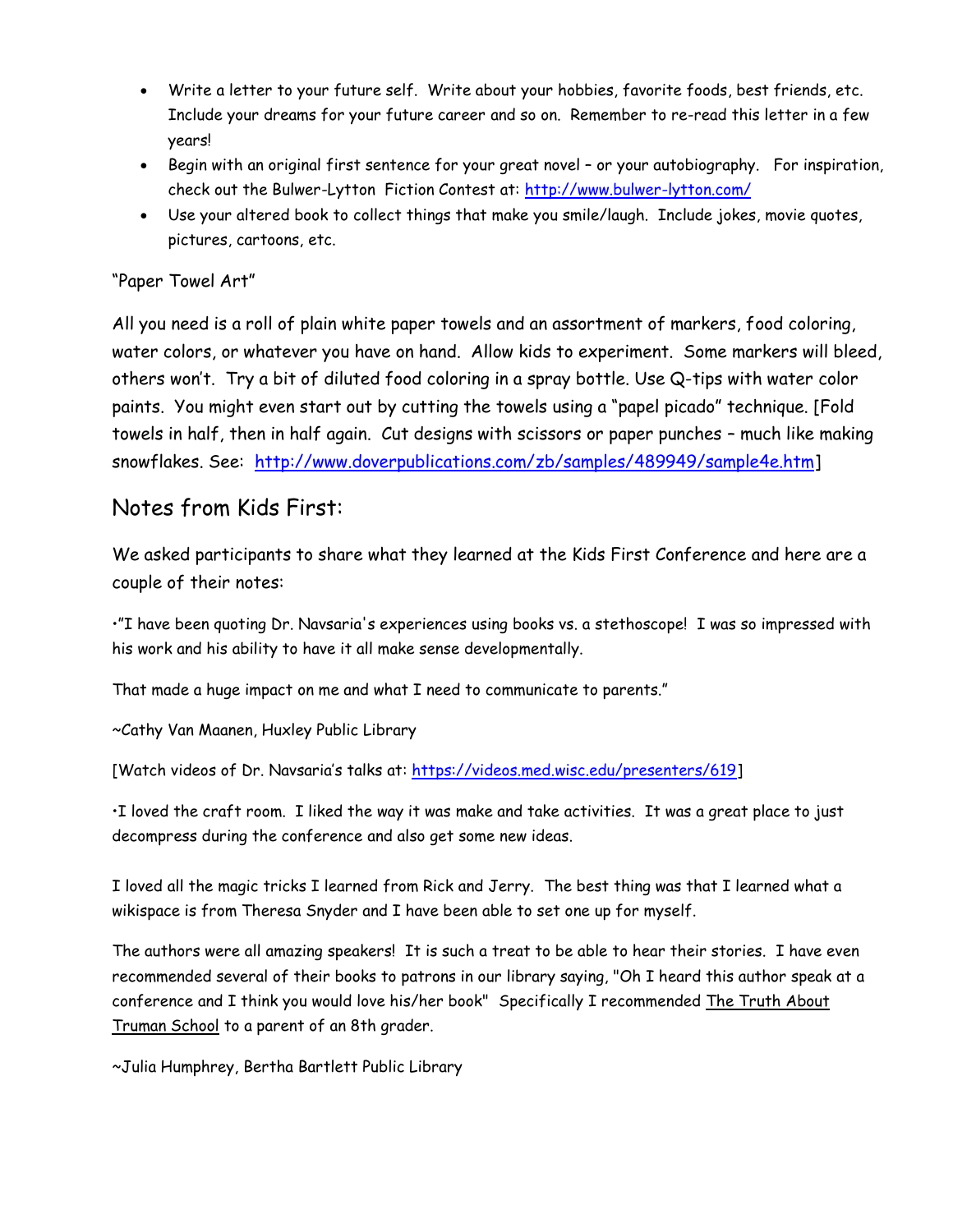- Write a letter to your future self. Write about your hobbies, favorite foods, best friends, etc. Include your dreams for your future career and so on. Remember to re-read this letter in a few years!
- Begin with an original first sentence for your great novel – or your autobiography. For inspiration, check out the Bulwer-Lytton Fiction Contest at: http://www.bulwer-lytton.com/
- Use your altered book to collect things that make you smile/laugh. Include jokes, movie quotes, pictures, cartoons, etc.

"Paper Towel Art"

All you need is a roll of plain white paper towels and an assortment of markers, food coloring, water colors, or whatever you have on hand. Allow kids to experiment. Some markers will bleed, others won't. Try a bit of diluted food coloring in a spray bottle. Use Q-tips with water color paints. You might even start out by cutting the towels using a "papel picado" technique. [Fold towels in half, then in half again. Cut designs with scissors or paper punches – much like making snowflakes. See: http://www.doverpublications.com/zb/samples/489949/sample4e.htm]

## Notes from Kids First:

We asked participants to share what they learned at the Kids First Conference and here are a couple of their notes:

•"I have been quoting Dr. Navsaria's experiences using books vs. a stethoscope! I was so impressed with his work and his ability to have it all make sense developmentally.

That made a huge impact on me and what I need to communicate to parents."

~Cathy Van Maanen, Huxley Public Library

[Watch videos of Dr. Navsaria's talks at: https://videos.med.wisc.edu/presenters/619]

•I loved the craft room. I liked the way it was make and take activities. It was a great place to just decompress during the conference and also get some new ideas.

I loved all the magic tricks I learned from Rick and Jerry. The best thing was that I learned what a wikispace is from Theresa Snyder and I have been able to set one up for myself.

The authors were all amazing speakers! It is such a treat to be able to hear their stories. I have even recommended several of their books to patrons in our library saying, "Oh I heard this author speak at a conference and I think you would love his/her book" Specifically I recommended The Truth About Truman School to a parent of an 8th grader.

~Julia Humphrey, Bertha Bartlett Public Library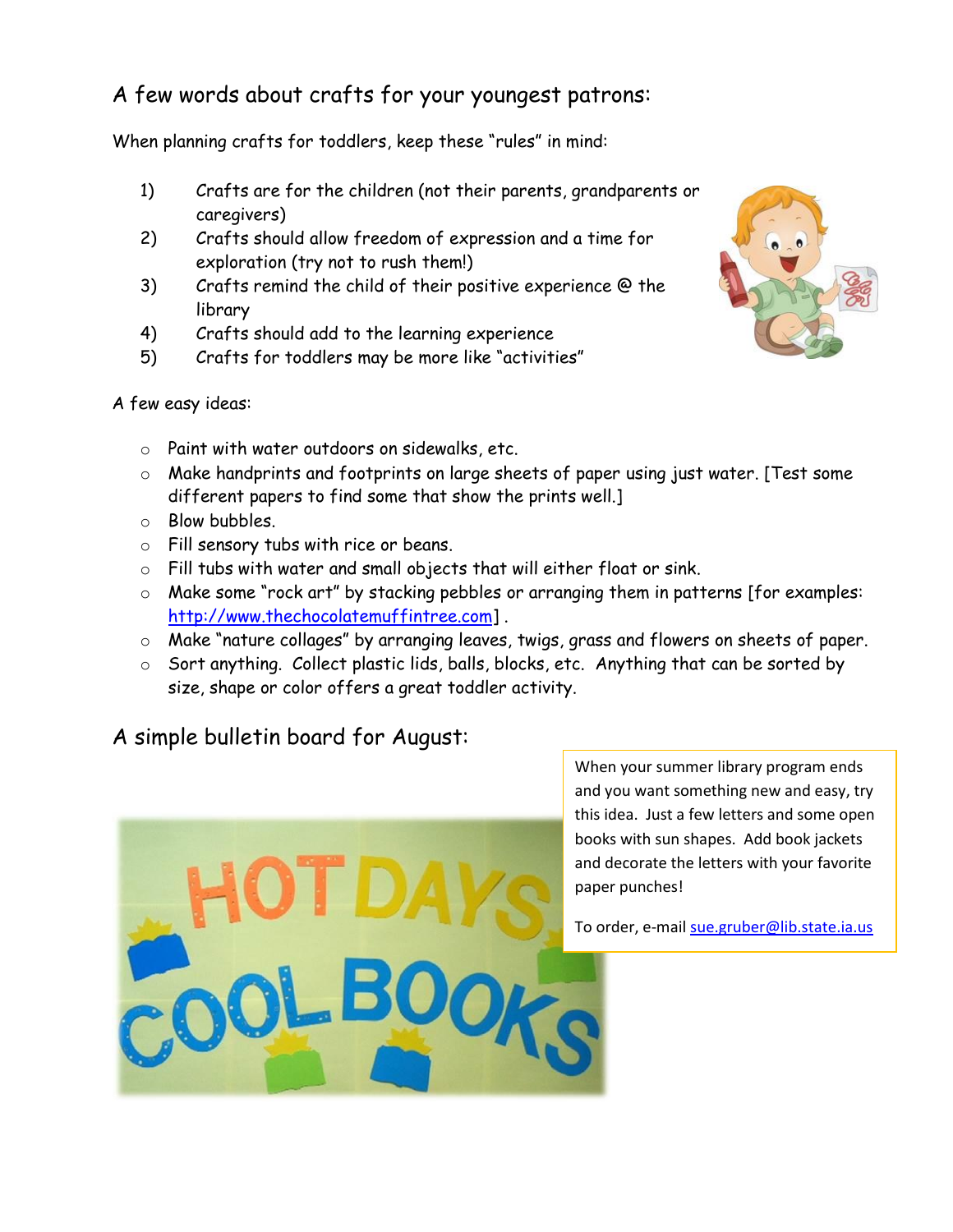## A few words about crafts for your youngest patrons:

When planning crafts for toddlers, keep these "rules" in mind:

1) Crafts are for the children (not their parents, grandparents or caregivers)
2) Crafts should allow freedom of expression and a time for exploration (try not to rush them!)
3) Crafts remind the child of their positive experience @ the library
4) Crafts should add to the learning experience
5) Crafts for toddlers may be more like "activities"

A few easy ideas:

- Paint with water outdoors on sidewalks, etc.
- Make handprints and footprints on large sheets of paper using just water. [Test some different papers to find some that show the prints well.]
- Blow bubbles.
- Fill sensory tubs with rice or beans.
- Fill tubs with water and small objects that will either float or sink.
- Make some "rock art" by stacking pebbles or arranging them in patterns [for examples: http://www.thechocolatemuffintree.com] .
- Make "nature collages" by arranging leaves, twigs, grass and flowers on sheets of paper.
- Sort anything. Collect plastic lids, balls, blocks, etc. Anything that can be sorted by size, shape or color offers a great toddler activity.

## A simple bulletin board for August:

When your summer library program ends and you want something new and easy, try this idea. Just a few letters and some open books with sun shapes. Add book jackets and decorate the letters with your favorite paper punches!

To order, e-mail sue.gruber@lib.state.ia.us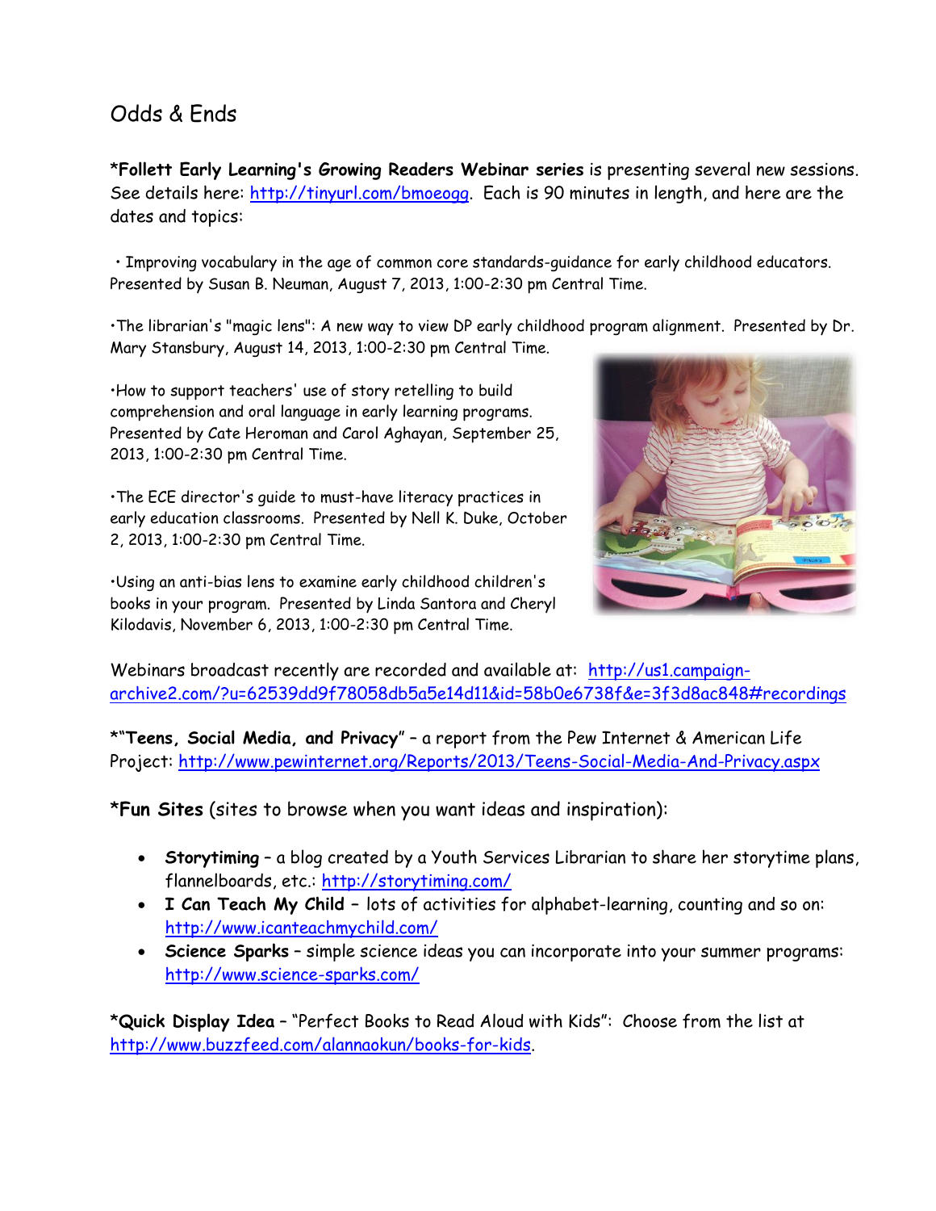## Odds & Ends

***Follett Early Learning's Growing Readers Webinar series** is presenting several new sessions. See details here: http://tinyurl.com/bmoeogg. Each is 90 minutes in length, and here are the dates and topics:

• Improving vocabulary in the age of common core standards-guidance for early childhood educators. Presented by Susan B. Neuman, August 7, 2013, 1:00-2:30 pm Central Time.

•The librarian's "magic lens": A new way to view DP early childhood program alignment. Presented by Dr. Mary Stansbury, August 14, 2013, 1:00-2:30 pm Central Time.

•How to support teachers' use of story retelling to build comprehension and oral language in early learning programs. Presented by Cate Heroman and Carol Aghayan, September 25, 2013, 1:00-2:30 pm Central Time.

•The ECE director's guide to must-have literacy practices in early education classrooms. Presented by Nell K. Duke, October 2, 2013, 1:00-2:30 pm Central Time.

•Using an anti-bias lens to examine early childhood children's books in your program. Presented by Linda Santora and Cheryl Kilodavis, November 6, 2013, 1:00-2:30 pm Central Time.

Webinars broadcast recently are recorded and available at: http://us1.campaign-archive2.com/?u=62539dd9f78058db5a5e14d11&id=58b0e6738f&e=3f3d8ac848#recordings

*"**Teens, Social Media, and Privacy**" – a report from the Pew Internet & American Life Project: http://www.pewinternet.org/Reports/2013/Teens-Social-Media-And-Privacy.aspx

***Fun Sites** (sites to browse when you want ideas and inspiration):

- **Storytiming** – a blog created by a Youth Services Librarian to share her storytime plans, flannelboards, etc.: http://storytiming.com/
- **I Can Teach My Child** – lots of activities for alphabet-learning, counting and so on: http://www.icanteachmychild.com/
- **Science Sparks** – simple science ideas you can incorporate into your summer programs: http://www.science-sparks.com/

***Quick Display Idea** – "Perfect Books to Read Aloud with Kids": Choose from the list at http://www.buzzfeed.com/alannaokun/books-for-kids.